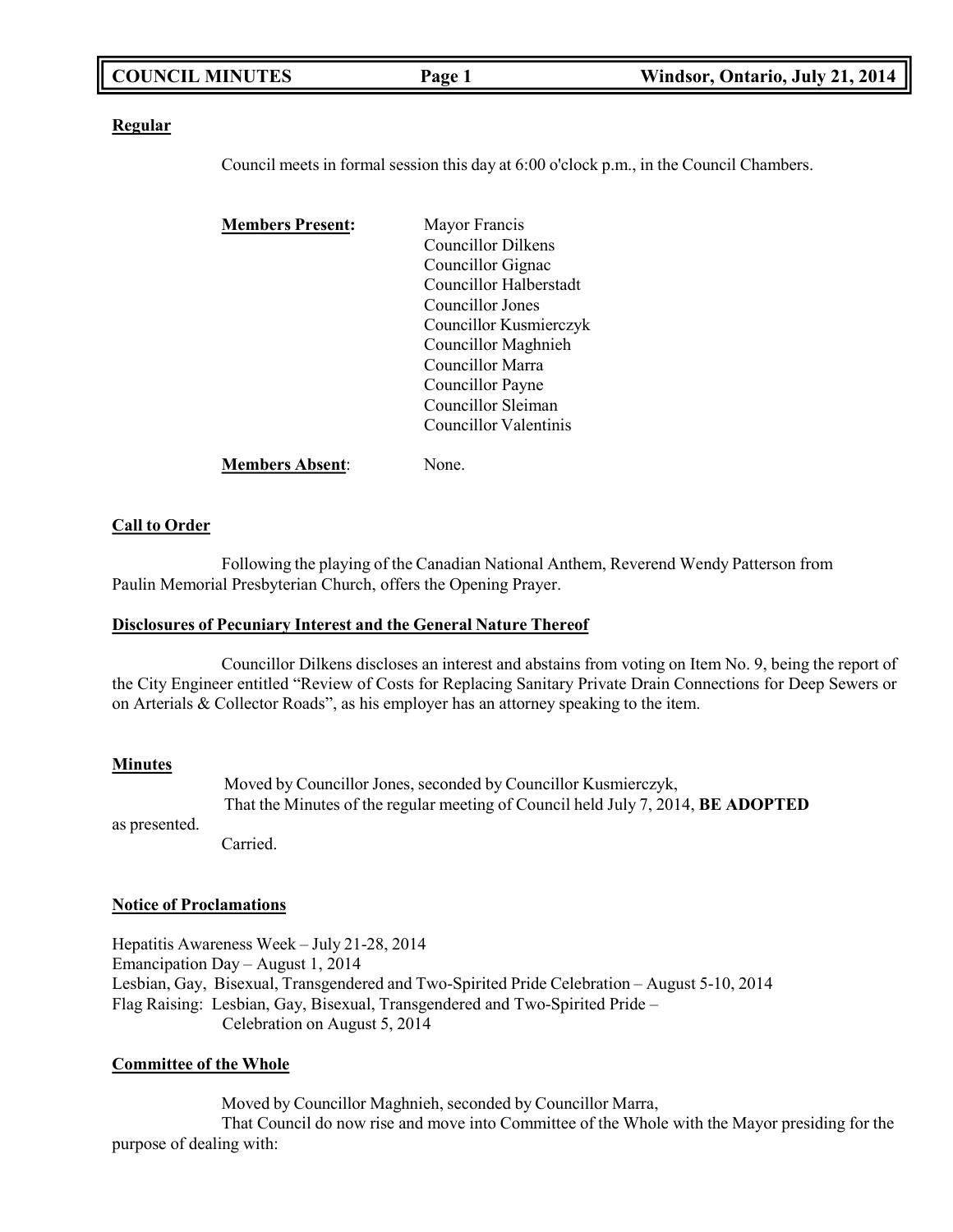**Regular**

Council meets in formal session this day at 6:00 o'clock p.m., in the Council Chambers.

**Members Present:**

Mayor Francis
Councillor Dilkens
Councillor Gignac
Councillor Halberstadt
Councillor Jones
Councillor Kusmierczyk
Councillor Maghnieh
Councillor Marra
Councillor Payne
Councillor Sleiman
Councillor Valentinis

**Members Absent**: None.

**Call to Order**

Following the playing of the Canadian National Anthem, Reverend Wendy Patterson from Paulin Memorial Presbyterian Church, offers the Opening Prayer.

**Disclosures of Pecuniary Interest and the General Nature Thereof**

Councillor Dilkens discloses an interest and abstains from voting on Item No. 9, being the report of the City Engineer entitled "Review of Costs for Replacing Sanitary Private Drain Connections for Deep Sewers or on Arterials & Collector Roads", as his employer has an attorney speaking to the item.

**Minutes**

Moved by Councillor Jones, seconded by Councillor Kusmierczyk,
That the Minutes of the regular meeting of Council held July 7, 2014, **BE ADOPTED** as presented.
Carried.

**Notice of Proclamations**

Hepatitis Awareness Week – July 21-28, 2014
Emancipation Day – August 1, 2014
Lesbian, Gay, Bisexual, Transgendered and Two-Spirited Pride Celebration – August 5-10, 2014
Flag Raising: Lesbian, Gay, Bisexual, Transgendered and Two-Spirited Pride – Celebration on August 5, 2014

**Committee of the Whole**

Moved by Councillor Maghnieh, seconded by Councillor Marra,
That Council do now rise and move into Committee of the Whole with the Mayor presiding for the purpose of dealing with: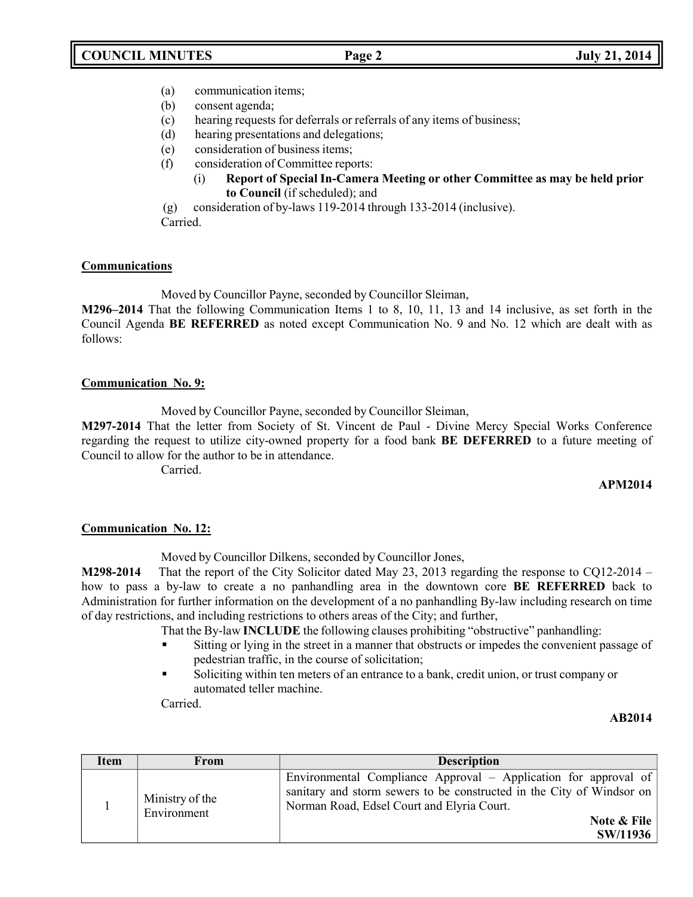(a) communication items;
(b) consent agenda;
(c) hearing requests for deferrals or referrals of any items of business;
(d) hearing presentations and delegations;
(e) consideration of business items;
(f) consideration of Committee reports:
    (i) **Report of Special In-Camera Meeting or other Committee as may be held prior to Council** (if scheduled); and
(g) consideration of by-laws 119-2014 through 133-2014 (inclusive).

Carried.

**Communications**

Moved by Councillor Payne, seconded by Councillor Sleiman,

**M296–2014** That the following Communication Items 1 to 8, 10, 11, 13 and 14 inclusive, as set forth in the Council Agenda **BE REFERRED** as noted except Communication No. 9 and No. 12 which are dealt with as follows:

**Communication No. 9:**

Moved by Councillor Payne, seconded by Councillor Sleiman,

**M297-2014** That the letter from Society of St. Vincent de Paul - Divine Mercy Special Works Conference regarding the request to utilize city-owned property for a food bank **BE DEFERRED** to a future meeting of Council to allow for the author to be in attendance.

Carried.

**APM2014**

**Communication No. 12:**

Moved by Councillor Dilkens, seconded by Councillor Jones,

**M298-2014** That the report of the City Solicitor dated May 23, 2013 regarding the response to CQ12-2014 – how to pass a by-law to create a no panhandling area in the downtown core **BE REFERRED** back to Administration for further information on the development of a no panhandling By-law including research on time of day restrictions, and including restrictions to others areas of the City; and further,

That the By-law **INCLUDE** the following clauses prohibiting "obstructive" panhandling:

- Sitting or lying in the street in a manner that obstructs or impedes the convenient passage of pedestrian traffic, in the course of solicitation;
- Soliciting within ten meters of an entrance to a bank, credit union, or trust company or automated teller machine.

Carried.

**AB2014**

| Item | From | Description |
| --- | --- | --- |
| 1 | Ministry of the Environment | Environmental Compliance Approval – Application for approval of sanitary and storm sewers to be constructed in the City of Windsor on Norman Road, Edsel Court and Elyria Court. **Note & File** **SW/11936** |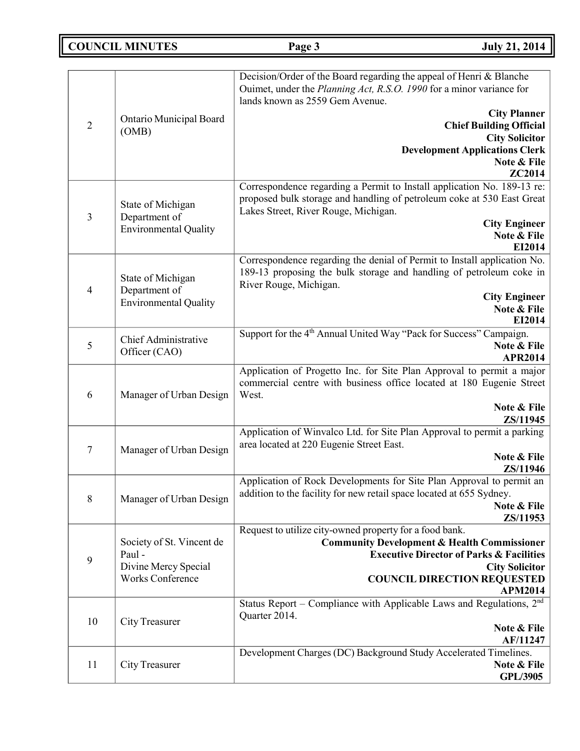| | | |
|---|---|---|
| 2 | Ontario Municipal Board (OMB) | Decision/Order of the Board regarding the appeal of Henri & Blanche Ouimet, under the *Planning Act, R.S.O. 1990* for a minor variance for lands known as 2559 Gem Avenue.<br>**City Planner**<br>**Chief Building Official**<br>**City Solicitor**<br>**Development Applications Clerk**<br>**Note & File**<br>**ZC2014** |
| 3 | State of Michigan Department of Environmental Quality | Correspondence regarding a Permit to Install application No. 189-13 re: proposed bulk storage and handling of petroleum coke at 530 East Great Lakes Street, River Rouge, Michigan.<br>**City Engineer**<br>**Note & File**<br>**EI2014** |
| 4 | State of Michigan Department of Environmental Quality | Correspondence regarding the denial of Permit to Install application No. 189-13 proposing the bulk storage and handling of petroleum coke in River Rouge, Michigan.<br>**City Engineer**<br>**Note & File**<br>**EI2014** |
| 5 | Chief Administrative Officer (CAO) | Support for the 4th Annual United Way "Pack for Success" Campaign.<br>**Note & File**<br>**APR2014** |
| 6 | Manager of Urban Design | Application of Progetto Inc. for Site Plan Approval to permit a major commercial centre with business office located at 180 Eugenie Street West.<br>**Note & File**<br>**ZS/11945** |
| 7 | Manager of Urban Design | Application of Winvalco Ltd. for Site Plan Approval to permit a parking area located at 220 Eugenie Street East.<br>**Note & File**<br>**ZS/11946** |
| 8 | Manager of Urban Design | Application of Rock Developments for Site Plan Approval to permit an addition to the facility for new retail space located at 655 Sydney.<br>**Note & File**<br>**ZS/11953** |
| 9 | Society of St. Vincent de Paul - Divine Mercy Special Works Conference | Request to utilize city-owned property for a food bank.<br>**Community Development & Health Commissioner**<br>**Executive Director of Parks & Facilities**<br>**City Solicitor**<br>**COUNCIL DIRECTION REQUESTED**<br>**APM2014** |
| 10 | City Treasurer | Status Report – Compliance with Applicable Laws and Regulations, 2nd Quarter 2014.<br>**Note & File**<br>**AF/11247** |
| 11 | City Treasurer | Development Charges (DC) Background Study Accelerated Timelines.<br>**Note & File**<br>**GPL/3905** |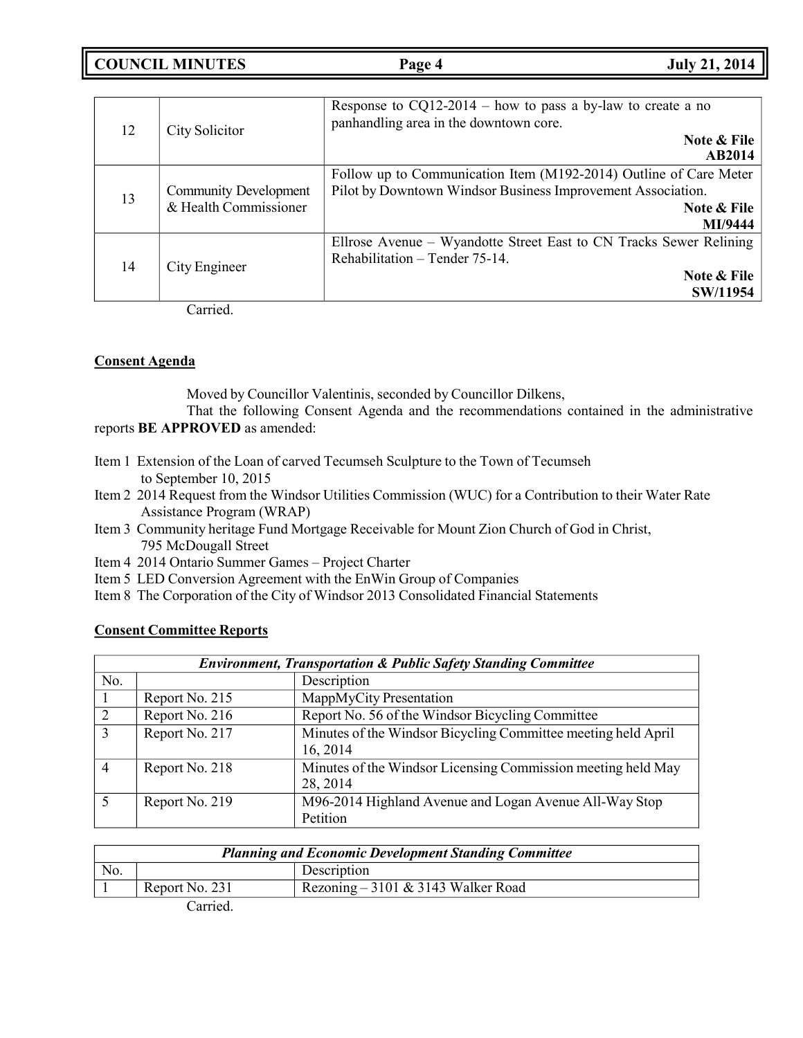| | | |
|---|---|---|
| 12 | City Solicitor | Response to CQ12-2014 – how to pass a by-law to create a no panhandling area in the downtown core. **Note & File AB2014** |
| 13 | Community Development & Health Commissioner | Follow up to Communication Item (M192-2014) Outline of Care Meter Pilot by Downtown Windsor Business Improvement Association. **Note & File MI/9444** |
| 14 | City Engineer | Ellrose Avenue – Wyandotte Street East to CN Tracks Sewer Relining Rehabilitation – Tender 75-14. **Note & File SW/11954** |

Carried.

**Consent Agenda**

Moved by Councillor Valentinis, seconded by Councillor Dilkens,

That the following Consent Agenda and the recommendations contained in the administrative reports **BE APPROVED** as amended:

Item 1 Extension of the Loan of carved Tecumseh Sculpture to the Town of Tecumseh to September 10, 2015
Item 2 2014 Request from the Windsor Utilities Commission (WUC) for a Contribution to their Water Rate Assistance Program (WRAP)
Item 3 Community heritage Fund Mortgage Receivable for Mount Zion Church of God in Christ, 795 McDougall Street
Item 4 2014 Ontario Summer Games – Project Charter
Item 5 LED Conversion Agreement with the EnWin Group of Companies
Item 8 The Corporation of the City of Windsor 2013 Consolidated Financial Statements

**Consent Committee Reports**

| ***Environment, Transportation & Public Safety Standing Committee*** | | |
|---|---|---|
| No. | | Description |
| 1 | Report No. 215 | MappMyCity Presentation |
| 2 | Report No. 216 | Report No. 56 of the Windsor Bicycling Committee |
| 3 | Report No. 217 | Minutes of the Windsor Bicycling Committee meeting held April 16, 2014 |
| 4 | Report No. 218 | Minutes of the Windsor Licensing Commission meeting held May 28, 2014 |
| 5 | Report No. 219 | M96-2014 Highland Avenue and Logan Avenue All-Way Stop Petition |

| ***Planning and Economic Development Standing Committee*** | | |
|---|---|---|
| No. | | Description |
| 1 | Report No. 231 | Rezoning – 3101 & 3143 Walker Road |

Carried.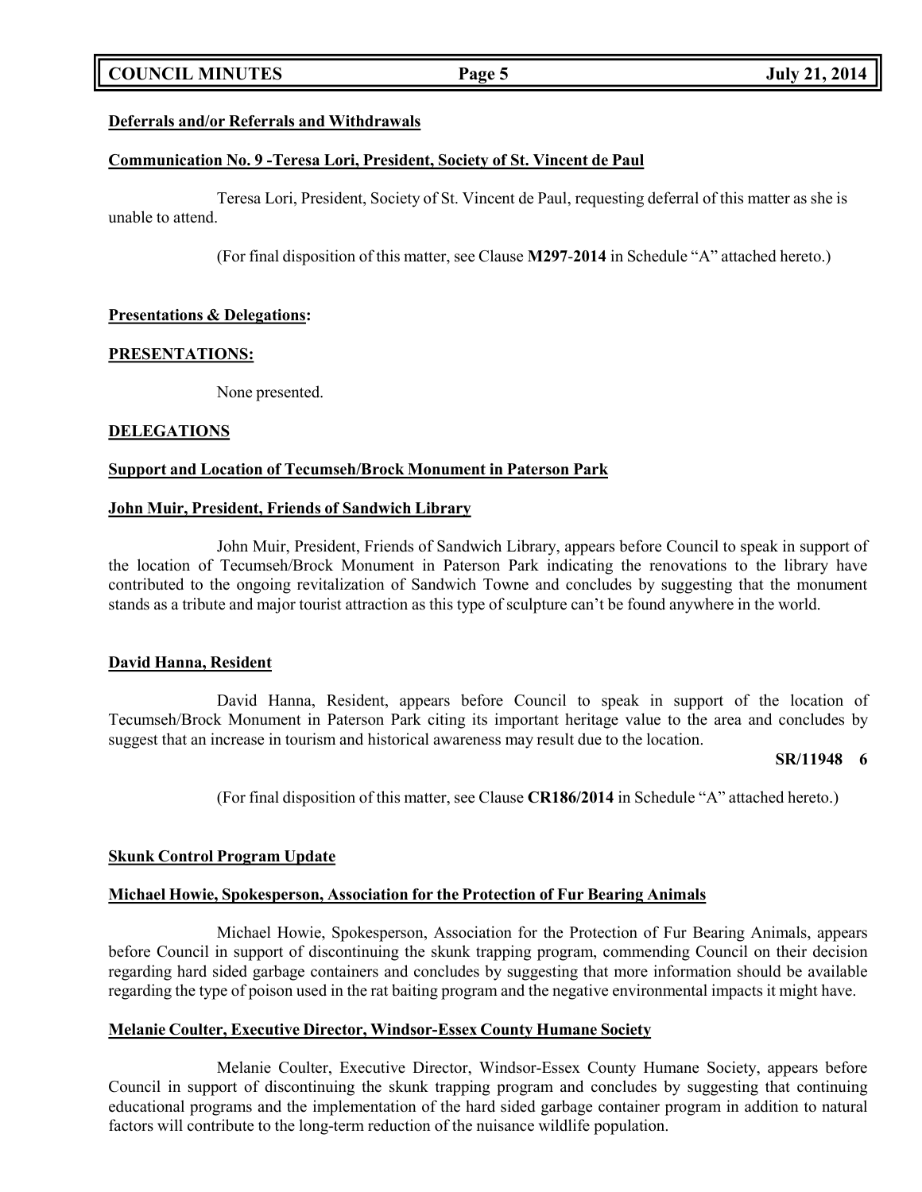**Deferrals and/or Referrals and Withdrawals**

**Communication No. 9 -Teresa Lori, President, Society of St. Vincent de Paul**

Teresa Lori, President, Society of St. Vincent de Paul, requesting deferral of this matter as she is unable to attend.

(For final disposition of this matter, see Clause **M297-2014** in Schedule "A" attached hereto.)

**Presentations & Delegations:**

**PRESENTATIONS:**

None presented.

**DELEGATIONS**

**Support and Location of Tecumseh/Brock Monument in Paterson Park**

**John Muir, President, Friends of Sandwich Library**

John Muir, President, Friends of Sandwich Library, appears before Council to speak in support of the location of Tecumseh/Brock Monument in Paterson Park indicating the renovations to the library have contributed to the ongoing revitalization of Sandwich Towne and concludes by suggesting that the monument stands as a tribute and major tourist attraction as this type of sculpture can't be found anywhere in the world.

**David Hanna, Resident**

David Hanna, Resident, appears before Council to speak in support of the location of Tecumseh/Brock Monument in Paterson Park citing its important heritage value to the area and concludes by suggest that an increase in tourism and historical awareness may result due to the location.

**SR/11948 6**

(For final disposition of this matter, see Clause **CR186/2014** in Schedule "A" attached hereto.)

**Skunk Control Program Update**

**Michael Howie, Spokesperson, Association for the Protection of Fur Bearing Animals**

Michael Howie, Spokesperson, Association for the Protection of Fur Bearing Animals, appears before Council in support of discontinuing the skunk trapping program, commending Council on their decision regarding hard sided garbage containers and concludes by suggesting that more information should be available regarding the type of poison used in the rat baiting program and the negative environmental impacts it might have.

**Melanie Coulter, Executive Director, Windsor-Essex County Humane Society**

Melanie Coulter, Executive Director, Windsor-Essex County Humane Society, appears before Council in support of discontinuing the skunk trapping program and concludes by suggesting that continuing educational programs and the implementation of the hard sided garbage container program in addition to natural factors will contribute to the long-term reduction of the nuisance wildlife population.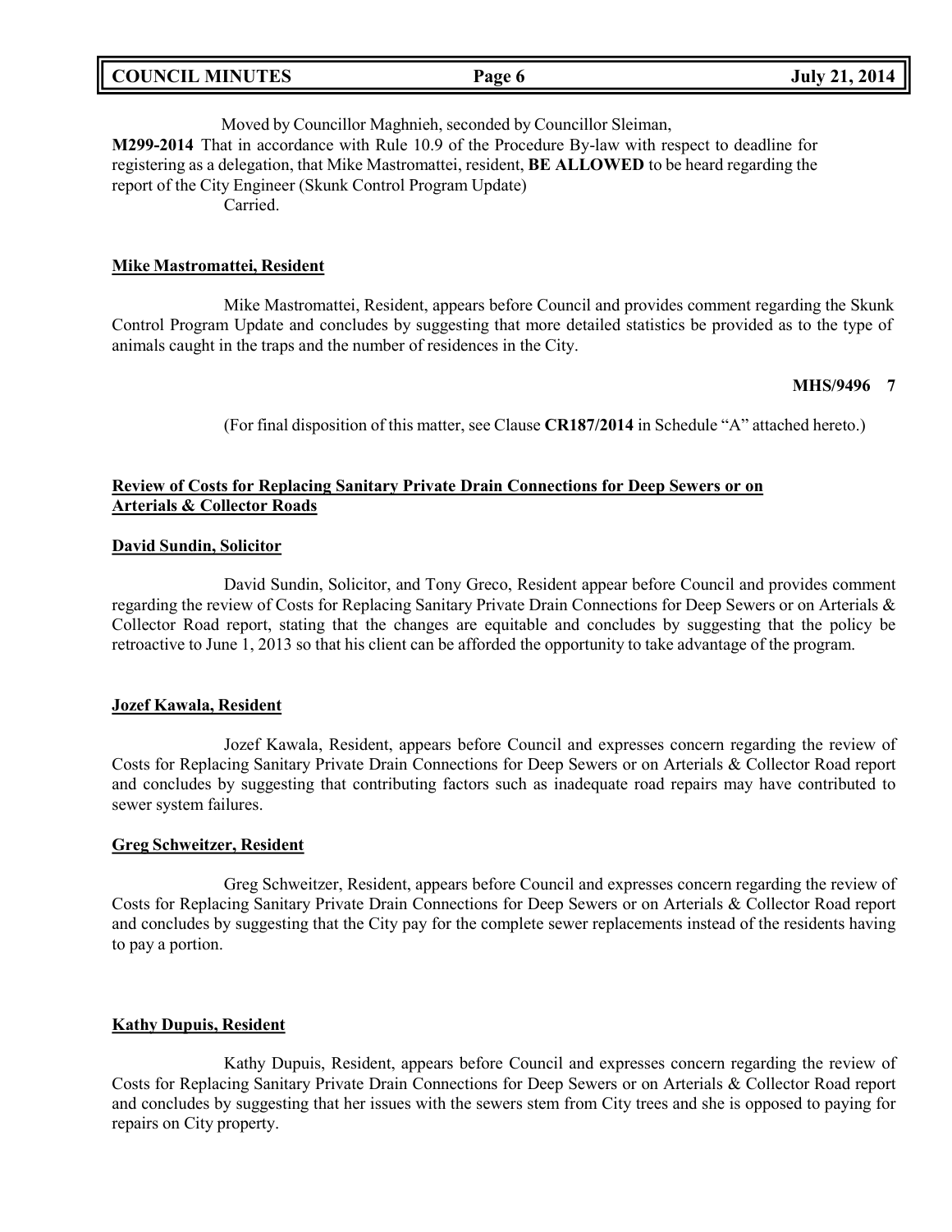Moved by Councillor Maghnieh, seconded by Councillor Sleiman,

**M299-2014** That in accordance with Rule 10.9 of the Procedure By-law with respect to deadline for registering as a delegation, that Mike Mastromattei, resident, **BE ALLOWED** to be heard regarding the report of the City Engineer (Skunk Control Program Update)

Carried.

**Mike Mastromattei, Resident**

Mike Mastromattei, Resident, appears before Council and provides comment regarding the Skunk Control Program Update and concludes by suggesting that more detailed statistics be provided as to the type of animals caught in the traps and the number of residences in the City.

**MHS/9496 7**

(For final disposition of this matter, see Clause **CR187/2014** in Schedule "A" attached hereto.)

**Review of Costs for Replacing Sanitary Private Drain Connections for Deep Sewers or on Arterials & Collector Roads**

**David Sundin, Solicitor**

David Sundin, Solicitor, and Tony Greco, Resident appear before Council and provides comment regarding the review of Costs for Replacing Sanitary Private Drain Connections for Deep Sewers or on Arterials & Collector Road report, stating that the changes are equitable and concludes by suggesting that the policy be retroactive to June 1, 2013 so that his client can be afforded the opportunity to take advantage of the program.

**Jozef Kawala, Resident**

Jozef Kawala, Resident, appears before Council and expresses concern regarding the review of Costs for Replacing Sanitary Private Drain Connections for Deep Sewers or on Arterials & Collector Road report and concludes by suggesting that contributing factors such as inadequate road repairs may have contributed to sewer system failures.

**Greg Schweitzer, Resident**

Greg Schweitzer, Resident, appears before Council and expresses concern regarding the review of Costs for Replacing Sanitary Private Drain Connections for Deep Sewers or on Arterials & Collector Road report and concludes by suggesting that the City pay for the complete sewer replacements instead of the residents having to pay a portion.

**Kathy Dupuis, Resident**

Kathy Dupuis, Resident, appears before Council and expresses concern regarding the review of Costs for Replacing Sanitary Private Drain Connections for Deep Sewers or on Arterials & Collector Road report and concludes by suggesting that her issues with the sewers stem from City trees and she is opposed to paying for repairs on City property.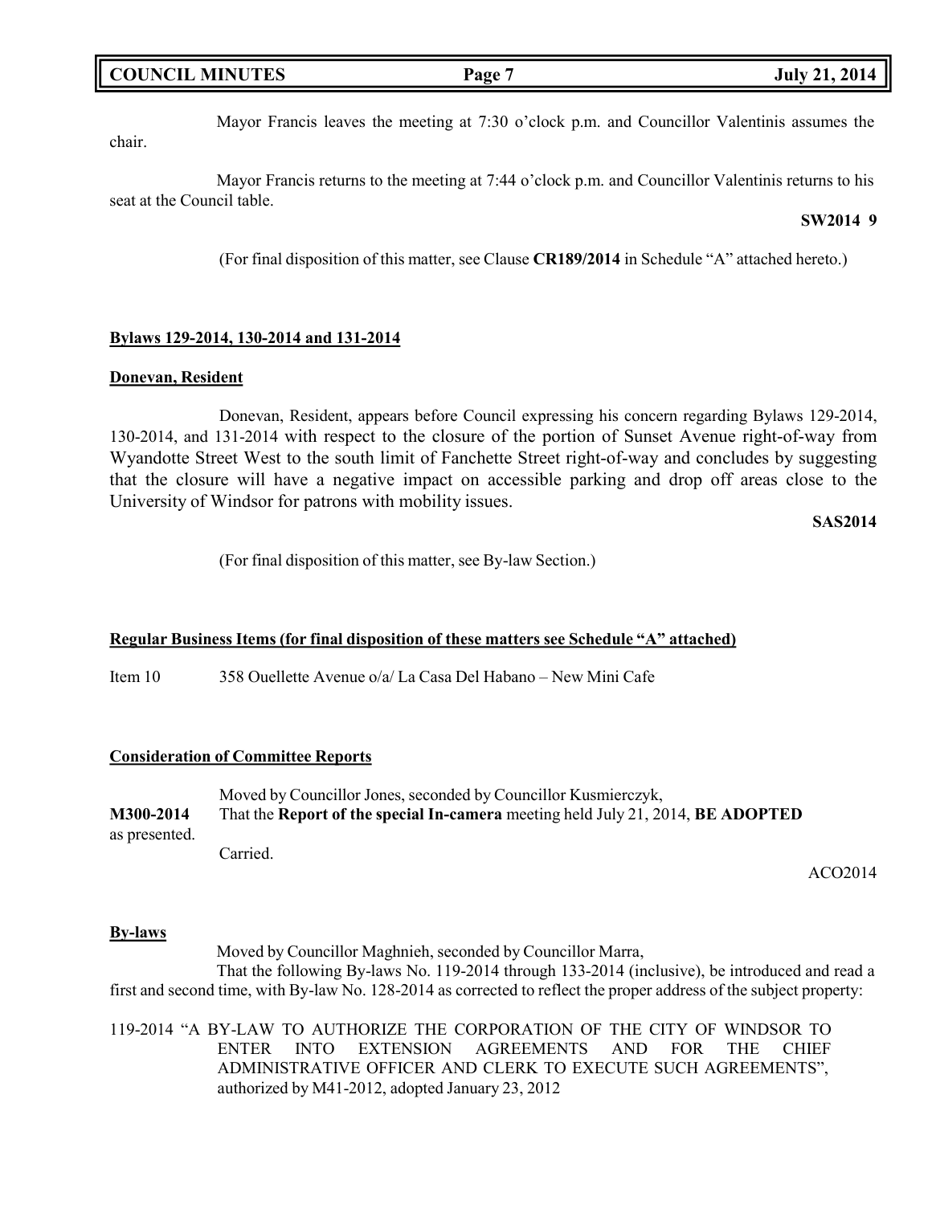Mayor Francis leaves the meeting at 7:30 o'clock p.m. and Councillor Valentinis assumes the chair.

Mayor Francis returns to the meeting at 7:44 o'clock p.m. and Councillor Valentinis returns to his seat at the Council table.

**SW2014 9**

(For final disposition of this matter, see Clause **CR189/2014** in Schedule "A" attached hereto.)

**Bylaws 129-2014, 130-2014 and 131-2014**

**Donevan, Resident**

Donevan, Resident, appears before Council expressing his concern regarding Bylaws 129-2014, 130-2014, and 131-2014 with respect to the closure of the portion of Sunset Avenue right-of-way from Wyandotte Street West to the south limit of Fanchette Street right-of-way and concludes by suggesting that the closure will have a negative impact on accessible parking and drop off areas close to the University of Windsor for patrons with mobility issues.

**SAS2014**

(For final disposition of this matter, see By-law Section.)

**Regular Business Items (for final disposition of these matters see Schedule "A" attached)**

Item 10 358 Ouellette Avenue o/a/ La Casa Del Habano – New Mini Cafe

**Consideration of Committee Reports**

Moved by Councillor Jones, seconded by Councillor Kusmierczyk,

**M300-2014** That the **Report of the special In-camera** meeting held July 21, 2014, **BE ADOPTED** as presented.

Carried.

ACO2014

**By-laws**

Moved by Councillor Maghnieh, seconded by Councillor Marra,

That the following By-laws No. 119-2014 through 133-2014 (inclusive), be introduced and read a first and second time, with By-law No. 128-2014 as corrected to reflect the proper address of the subject property:

119-2014 "A BY-LAW TO AUTHORIZE THE CORPORATION OF THE CITY OF WINDSOR TO ENTER INTO EXTENSION AGREEMENTS AND FOR THE CHIEF ADMINISTRATIVE OFFICER AND CLERK TO EXECUTE SUCH AGREEMENTS", authorized by M41-2012, adopted January 23, 2012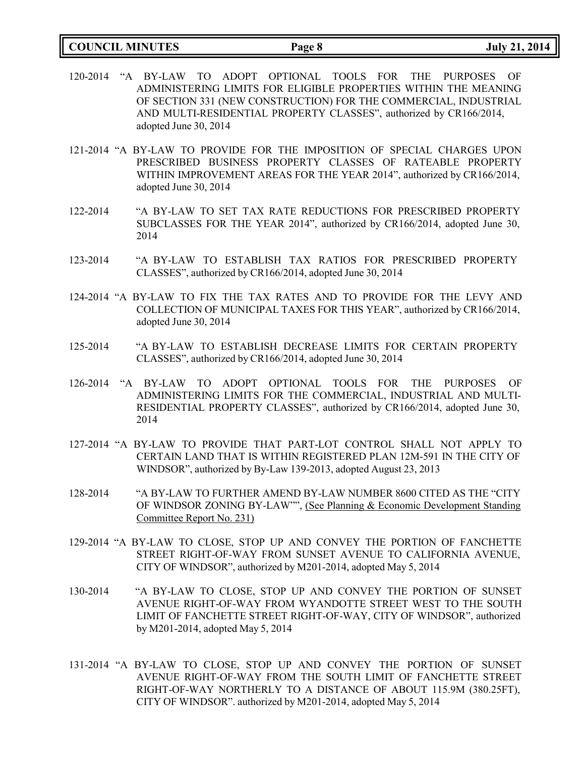120-2014 "A BY-LAW TO ADOPT OPTIONAL TOOLS FOR THE PURPOSES OF ADMINISTERING LIMITS FOR ELIGIBLE PROPERTIES WITHIN THE MEANING OF SECTION 331 (NEW CONSTRUCTION) FOR THE COMMERCIAL, INDUSTRIAL AND MULTI-RESIDENTIAL PROPERTY CLASSES", authorized by CR166/2014, adopted June 30, 2014

121-2014 "A BY-LAW TO PROVIDE FOR THE IMPOSITION OF SPECIAL CHARGES UPON PRESCRIBED BUSINESS PROPERTY CLASSES OF RATEABLE PROPERTY WITHIN IMPROVEMENT AREAS FOR THE YEAR 2014", authorized by CR166/2014, adopted June 30, 2014

122-2014 "A BY-LAW TO SET TAX RATE REDUCTIONS FOR PRESCRIBED PROPERTY SUBCLASSES FOR THE YEAR 2014", authorized by CR166/2014, adopted June 30, 2014

123-2014 "A BY-LAW TO ESTABLISH TAX RATIOS FOR PRESCRIBED PROPERTY CLASSES", authorized by CR166/2014, adopted June 30, 2014

124-2014 "A BY-LAW TO FIX THE TAX RATES AND TO PROVIDE FOR THE LEVY AND COLLECTION OF MUNICIPAL TAXES FOR THIS YEAR", authorized by CR166/2014, adopted June 30, 2014

125-2014 "A BY-LAW TO ESTABLISH DECREASE LIMITS FOR CERTAIN PROPERTY CLASSES", authorized by CR166/2014, adopted June 30, 2014

126-2014 "A BY-LAW TO ADOPT OPTIONAL TOOLS FOR THE PURPOSES OF ADMINISTERING LIMITS FOR THE COMMERCIAL, INDUSTRIAL AND MULTI-RESIDENTIAL PROPERTY CLASSES", authorized by CR166/2014, adopted June 30, 2014

127-2014 "A BY-LAW TO PROVIDE THAT PART-LOT CONTROL SHALL NOT APPLY TO CERTAIN LAND THAT IS WITHIN REGISTERED PLAN 12M-591 IN THE CITY OF WINDSOR", authorized by By-Law 139-2013, adopted August 23, 2013

128-2014 "A BY-LAW TO FURTHER AMEND BY-LAW NUMBER 8600 CITED AS THE "CITY OF WINDSOR ZONING BY-LAW"", (See Planning & Economic Development Standing Committee Report No. 231)

129-2014 "A BY-LAW TO CLOSE, STOP UP AND CONVEY THE PORTION OF FANCHETTE STREET RIGHT-OF-WAY FROM SUNSET AVENUE TO CALIFORNIA AVENUE, CITY OF WINDSOR", authorized by M201-2014, adopted May 5, 2014

130-2014 "A BY-LAW TO CLOSE, STOP UP AND CONVEY THE PORTION OF SUNSET AVENUE RIGHT-OF-WAY FROM WYANDOTTE STREET WEST TO THE SOUTH LIMIT OF FANCHETTE STREET RIGHT-OF-WAY, CITY OF WINDSOR", authorized by M201-2014, adopted May 5, 2014

131-2014 "A BY-LAW TO CLOSE, STOP UP AND CONVEY THE PORTION OF SUNSET AVENUE RIGHT-OF-WAY FROM THE SOUTH LIMIT OF FANCHETTE STREET RIGHT-OF-WAY NORTHERLY TO A DISTANCE OF ABOUT 115.9M (380.25FT), CITY OF WINDSOR". authorized by M201-2014, adopted May 5, 2014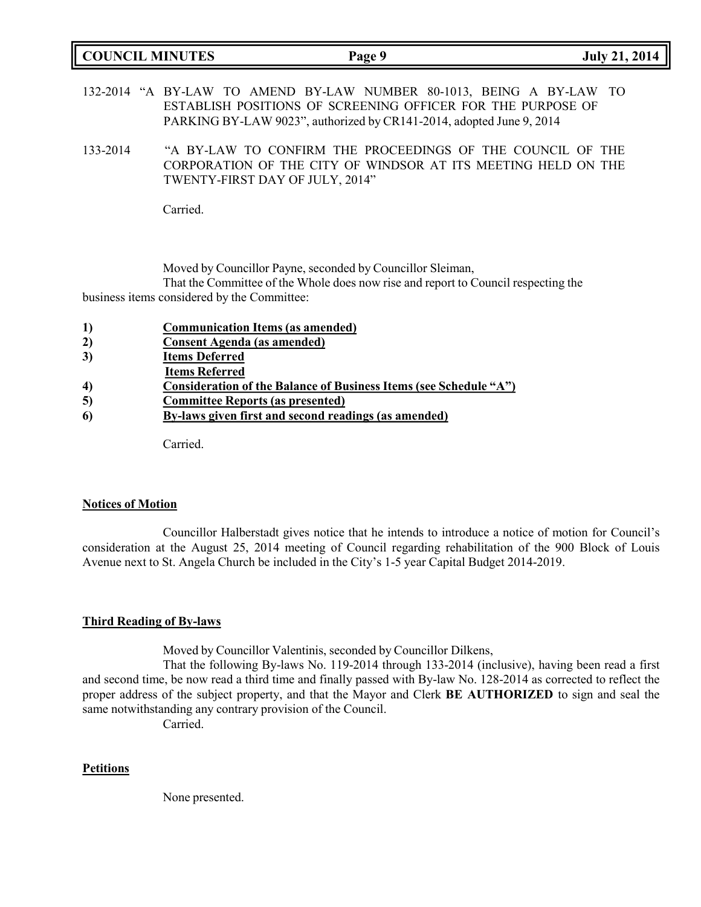132-2014 "A BY-LAW TO AMEND BY-LAW NUMBER 80-1013, BEING A BY-LAW TO ESTABLISH POSITIONS OF SCREENING OFFICER FOR THE PURPOSE OF PARKING BY-LAW 9023", authorized by CR141-2014, adopted June 9, 2014

133-2014 "A BY-LAW TO CONFIRM THE PROCEEDINGS OF THE COUNCIL OF THE CORPORATION OF THE CITY OF WINDSOR AT ITS MEETING HELD ON THE TWENTY-FIRST DAY OF JULY, 2014"

Carried.

Moved by Councillor Payne, seconded by Councillor Sleiman,

That the Committee of the Whole does now rise and report to Council respecting the business items considered by the Committee:

1) **Communication Items (as amended)**
2) **Consent Agenda (as amended)**
3) **Items Deferred**
   **Items Referred**
4) **Consideration of the Balance of Business Items (see Schedule "A")**
5) **Committee Reports (as presented)**
6) **By-laws given first and second readings (as amended)**

Carried.

**Notices of Motion**

Councillor Halberstadt gives notice that he intends to introduce a notice of motion for Council's consideration at the August 25, 2014 meeting of Council regarding rehabilitation of the 900 Block of Louis Avenue next to St. Angela Church be included in the City's 1-5 year Capital Budget 2014-2019.

**Third Reading of By-laws**

Moved by Councillor Valentinis, seconded by Councillor Dilkens,

That the following By-laws No. 119-2014 through 133-2014 (inclusive), having been read a first and second time, be now read a third time and finally passed with By-law No. 128-2014 as corrected to reflect the proper address of the subject property, and that the Mayor and Clerk **BE AUTHORIZED** to sign and seal the same notwithstanding any contrary provision of the Council.

Carried.

**Petitions**

None presented.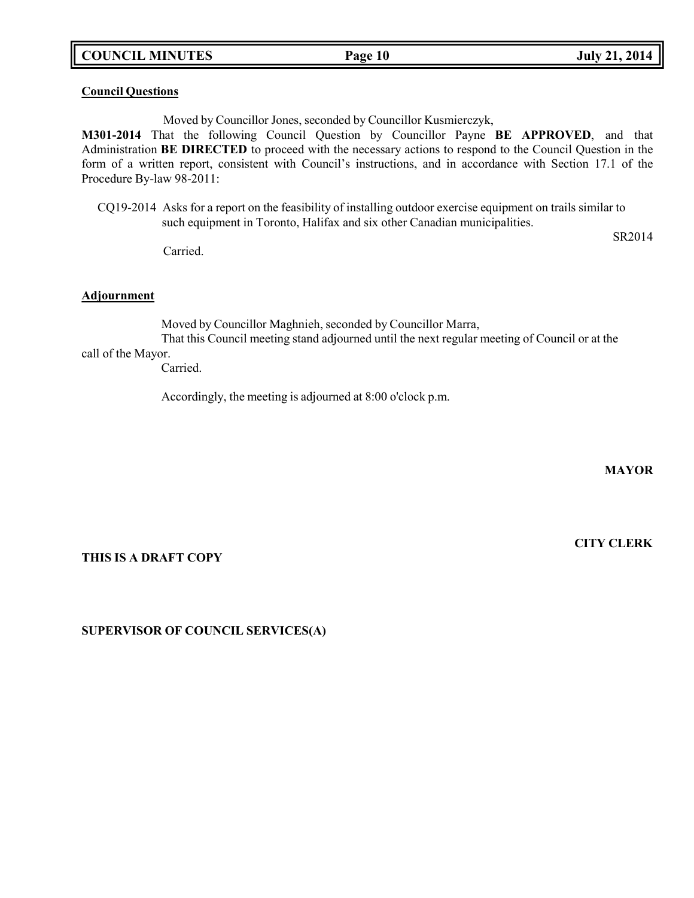**Council Questions**

Moved by Councillor Jones, seconded by Councillor Kusmierczyk,

**M301-2014** That the following Council Question by Councillor Payne **BE APPROVED**, and that Administration **BE DIRECTED** to proceed with the necessary actions to respond to the Council Question in the form of a written report, consistent with Council's instructions, and in accordance with Section 17.1 of the Procedure By-law 98-2011:

CQ19-2014 Asks for a report on the feasibility of installing outdoor exercise equipment on trails similar to such equipment in Toronto, Halifax and six other Canadian municipalities.

SR2014

Carried.

**Adjournment**

Moved by Councillor Maghnieh, seconded by Councillor Marra,

That this Council meeting stand adjourned until the next regular meeting of Council or at the call of the Mayor.

Carried.

Accordingly, the meeting is adjourned at 8:00 o'clock p.m.

**MAYOR**

**CITY CLERK**

**THIS IS A DRAFT COPY**

**SUPERVISOR OF COUNCIL SERVICES(A)**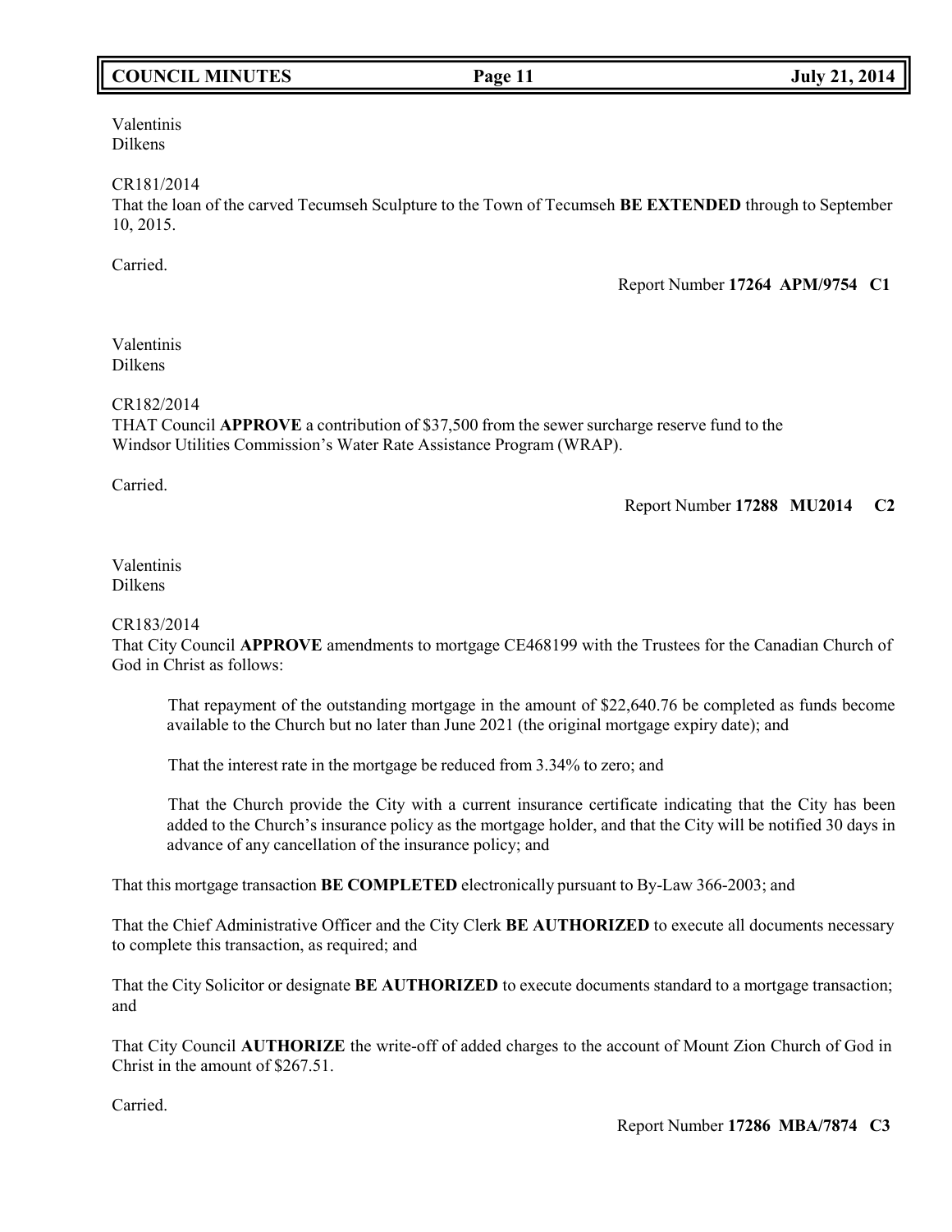Valentinis
Dilkens

CR181/2014
That the loan of the carved Tecumseh Sculpture to the Town of Tecumseh **BE EXTENDED** through to September 10, 2015.

Carried.

Report Number **17264 APM/9754 C1**

Valentinis
Dilkens

CR182/2014
THAT Council **APPROVE** a contribution of $37,500 from the sewer surcharge reserve fund to the Windsor Utilities Commission's Water Rate Assistance Program (WRAP).

Carried.

Report Number **17288 MU2014 C2**

Valentinis
Dilkens

CR183/2014
That City Council **APPROVE** amendments to mortgage CE468199 with the Trustees for the Canadian Church of God in Christ as follows:

> That repayment of the outstanding mortgage in the amount of $22,640.76 be completed as funds become available to the Church but no later than June 2021 (the original mortgage expiry date); and
>
> That the interest rate in the mortgage be reduced from 3.34% to zero; and
>
> That the Church provide the City with a current insurance certificate indicating that the City has been added to the Church's insurance policy as the mortgage holder, and that the City will be notified 30 days in advance of any cancellation of the insurance policy; and

That this mortgage transaction **BE COMPLETED** electronically pursuant to By-Law 366-2003; and

That the Chief Administrative Officer and the City Clerk **BE AUTHORIZED** to execute all documents necessary to complete this transaction, as required; and

That the City Solicitor or designate **BE AUTHORIZED** to execute documents standard to a mortgage transaction; and

That City Council **AUTHORIZE** the write-off of added charges to the account of Mount Zion Church of God in Christ in the amount of $267.51.

Carried.

Report Number **17286 MBA/7874 C3**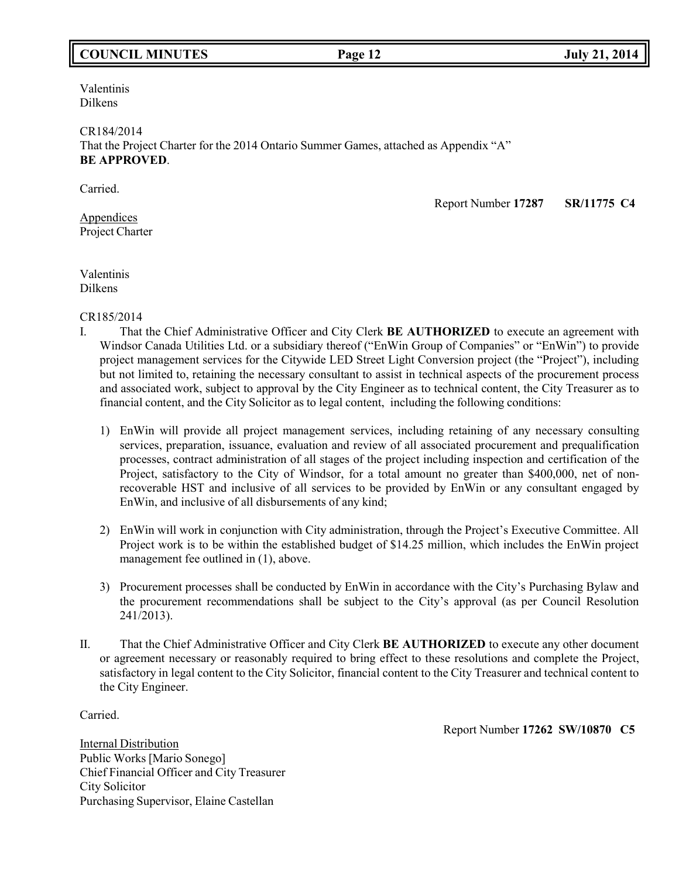Valentinis
Dilkens

CR184/2014
That the Project Charter for the 2014 Ontario Summer Games, attached as Appendix "A" **BE APPROVED**.

Carried.

Report Number **17287** **SR/11775 C4**

Appendices
Project Charter

Valentinis
Dilkens

CR185/2014

I. That the Chief Administrative Officer and City Clerk **BE AUTHORIZED** to execute an agreement with Windsor Canada Utilities Ltd. or a subsidiary thereof ("EnWin Group of Companies" or "EnWin") to provide project management services for the Citywide LED Street Light Conversion project (the "Project"), including but not limited to, retaining the necessary consultant to assist in technical aspects of the procurement process and associated work, subject to approval by the City Engineer as to technical content, the City Treasurer as to financial content, and the City Solicitor as to legal content, including the following conditions:

   1) EnWin will provide all project management services, including retaining of any necessary consulting services, preparation, issuance, evaluation and review of all associated procurement and prequalification processes, contract administration of all stages of the project including inspection and certification of the Project, satisfactory to the City of Windsor, for a total amount no greater than $400,000, net of non-recoverable HST and inclusive of all services to be provided by EnWin or any consultant engaged by EnWin, and inclusive of all disbursements of any kind;

   2) EnWin will work in conjunction with City administration, through the Project's Executive Committee. All Project work is to be within the established budget of $14.25 million, which includes the EnWin project management fee outlined in (1), above.

   3) Procurement processes shall be conducted by EnWin in accordance with the City's Purchasing Bylaw and the procurement recommendations shall be subject to the City's approval (as per Council Resolution 241/2013).

II. That the Chief Administrative Officer and City Clerk **BE AUTHORIZED** to execute any other document or agreement necessary or reasonably required to bring effect to these resolutions and complete the Project, satisfactory in legal content to the City Solicitor, financial content to the City Treasurer and technical content to the City Engineer.

Carried.

Report Number **17262 SW/10870 C5**

Internal Distribution
Public Works [Mario Sonego]
Chief Financial Officer and City Treasurer
City Solicitor
Purchasing Supervisor, Elaine Castellan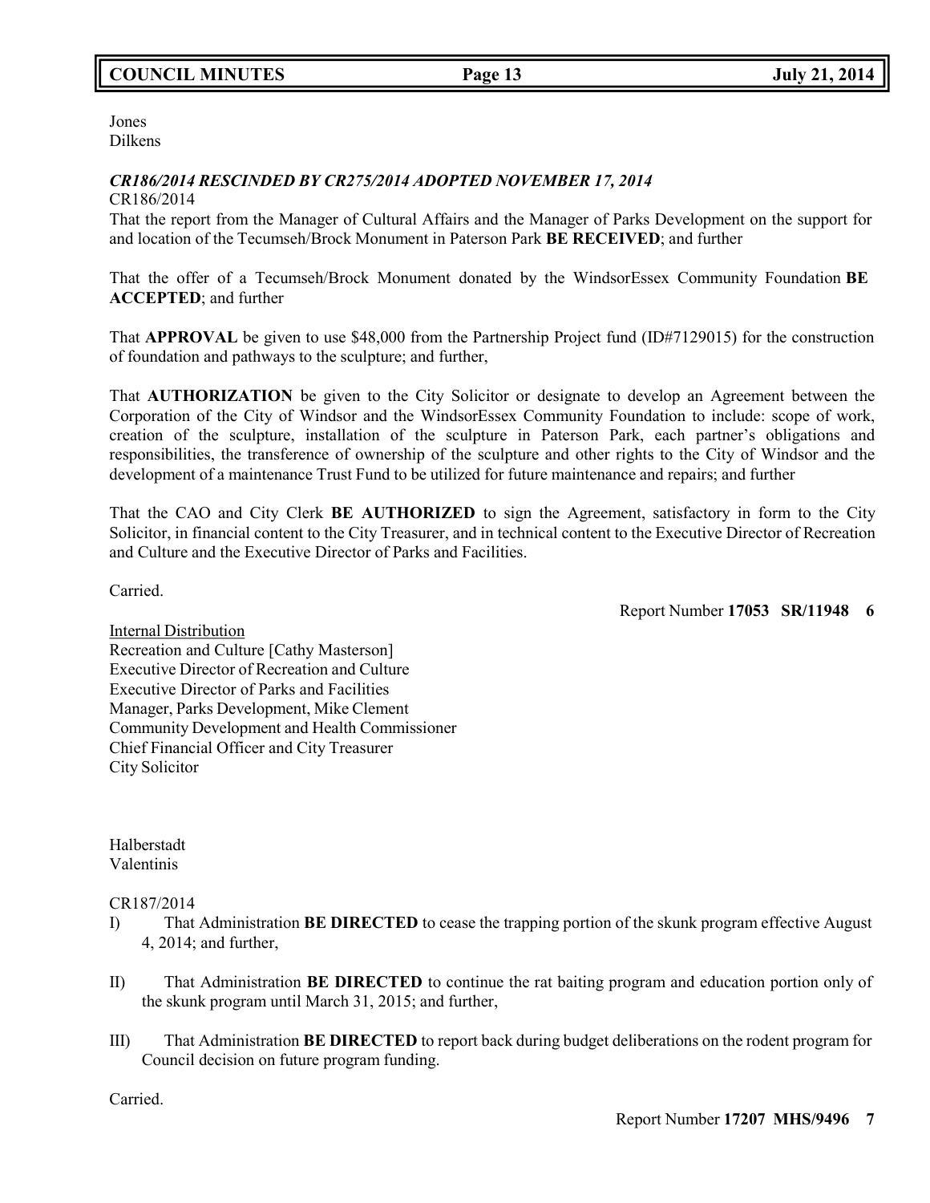Jones
Dilkens

***CR186/2014 RESCINDED BY CR275/2014 ADOPTED NOVEMBER 17, 2014***

CR186/2014

That the report from the Manager of Cultural Affairs and the Manager of Parks Development on the support for and location of the Tecumseh/Brock Monument in Paterson Park **BE RECEIVED**; and further

That the offer of a Tecumseh/Brock Monument donated by the WindsorEssex Community Foundation **BE ACCEPTED**; and further

That **APPROVAL** be given to use $48,000 from the Partnership Project fund (ID#7129015) for the construction of foundation and pathways to the sculpture; and further,

That **AUTHORIZATION** be given to the City Solicitor or designate to develop an Agreement between the Corporation of the City of Windsor and the WindsorEssex Community Foundation to include: scope of work, creation of the sculpture, installation of the sculpture in Paterson Park, each partner's obligations and responsibilities, the transference of ownership of the sculpture and other rights to the City of Windsor and the development of a maintenance Trust Fund to be utilized for future maintenance and repairs; and further

That the CAO and City Clerk **BE AUTHORIZED** to sign the Agreement, satisfactory in form to the City Solicitor, in financial content to the City Treasurer, and in technical content to the Executive Director of Recreation and Culture and the Executive Director of Parks and Facilities.

Carried.

Report Number **17053 SR/11948 6**

Internal Distribution
Recreation and Culture [Cathy Masterson]
Executive Director of Recreation and Culture
Executive Director of Parks and Facilities
Manager, Parks Development, Mike Clement
Community Development and Health Commissioner
Chief Financial Officer and City Treasurer
City Solicitor

Halberstadt
Valentinis

CR187/2014

I) That Administration **BE DIRECTED** to cease the trapping portion of the skunk program effective August 4, 2014; and further,

II) That Administration **BE DIRECTED** to continue the rat baiting program and education portion only of the skunk program until March 31, 2015; and further,

III) That Administration **BE DIRECTED** to report back during budget deliberations on the rodent program for Council decision on future program funding.

Carried.

Report Number **17207 MHS/9496 7**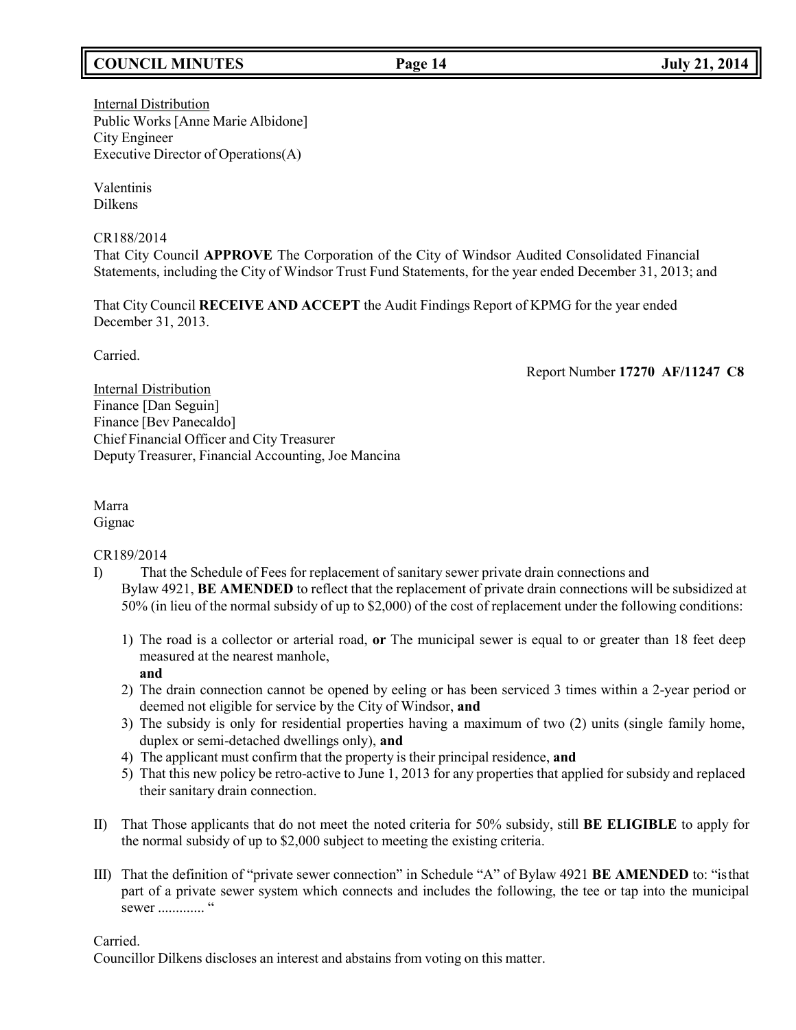Internal Distribution
Public Works [Anne Marie Albidone]
City Engineer
Executive Director of Operations(A)

Valentinis
Dilkens

CR188/2014
That City Council **APPROVE** The Corporation of the City of Windsor Audited Consolidated Financial Statements, including the City of Windsor Trust Fund Statements, for the year ended December 31, 2013; and

That City Council **RECEIVE AND ACCEPT** the Audit Findings Report of KPMG for the year ended December 31, 2013.

Carried.

Report Number **17270 AF/11247 C8**

Internal Distribution
Finance [Dan Seguin]
Finance [Bev Panecaldo]
Chief Financial Officer and City Treasurer
Deputy Treasurer, Financial Accounting, Joe Mancina

Marra
Gignac

CR189/2014

I) That the Schedule of Fees for replacement of sanitary sewer private drain connections and Bylaw 4921, **BE AMENDED** to reflect that the replacement of private drain connections will be subsidized at 50% (in lieu of the normal subsidy of up to $2,000) of the cost of replacement under the following conditions:

   1) The road is a collector or arterial road, **or** The municipal sewer is equal to or greater than 18 feet deep measured at the nearest manhole,
      **and**
   2) The drain connection cannot be opened by eeling or has been serviced 3 times within a 2-year period or deemed not eligible for service by the City of Windsor, **and**
   3) The subsidy is only for residential properties having a maximum of two (2) units (single family home, duplex or semi-detached dwellings only), **and**
   4) The applicant must confirm that the property is their principal residence, **and**
   5) That this new policy be retro-active to June 1, 2013 for any properties that applied for subsidy and replaced their sanitary drain connection.

II) That Those applicants that do not meet the noted criteria for 50% subsidy, still **BE ELIGIBLE** to apply for the normal subsidy of up to $2,000 subject to meeting the existing criteria.

III) That the definition of "private sewer connection" in Schedule "A" of Bylaw 4921 **BE AMENDED** to: "is that part of a private sewer system which connects and includes the following, the tee or tap into the municipal sewer ............. "

Carried.
Councillor Dilkens discloses an interest and abstains from voting on this matter.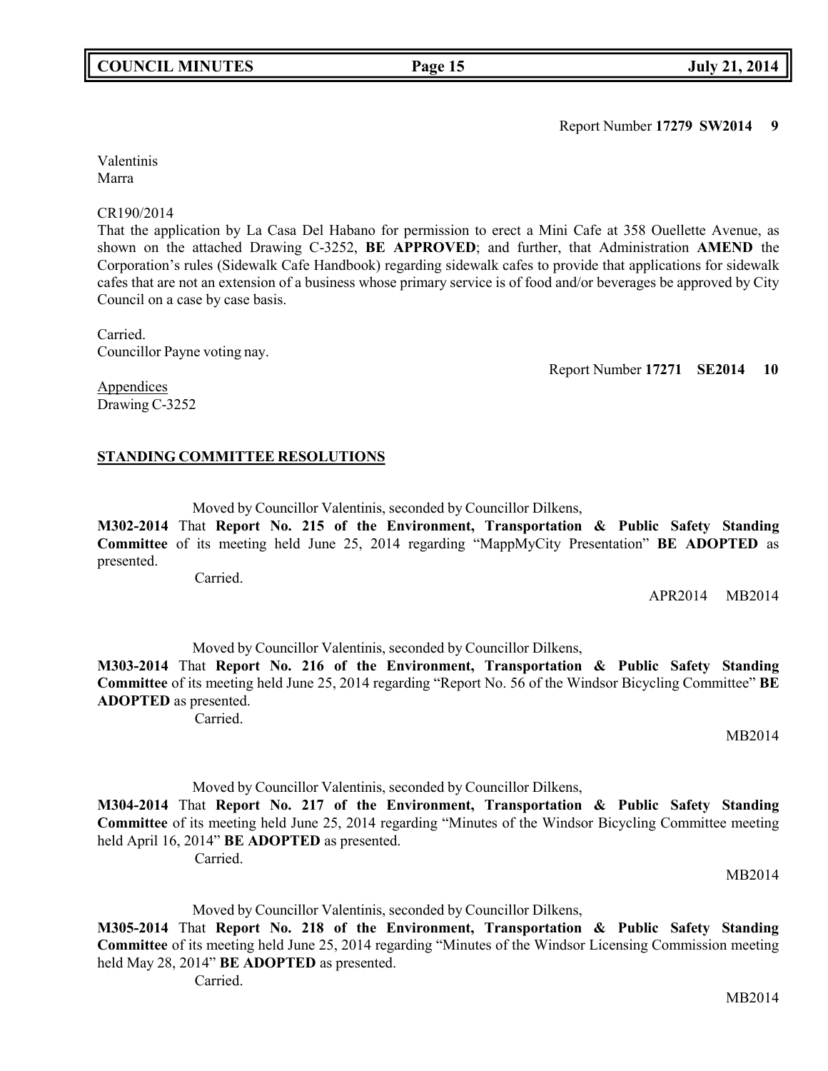Report Number **17279 SW2014 9**

Valentinis
Marra

CR190/2014
That the application by La Casa Del Habano for permission to erect a Mini Cafe at 358 Ouellette Avenue, as shown on the attached Drawing C-3252, **BE APPROVED**; and further, that Administration **AMEND** the Corporation's rules (Sidewalk Cafe Handbook) regarding sidewalk cafes to provide that applications for sidewalk cafes that are not an extension of a business whose primary service is of food and/or beverages be approved by City Council on a case by case basis.

Carried.
Councillor Payne voting nay.

Report Number **17271 SE2014 10**

Appendices
Drawing C-3252

## STANDING COMMITTEE RESOLUTIONS

Moved by Councillor Valentinis, seconded by Councillor Dilkens,

**M302-2014** That **Report No. 215 of the Environment, Transportation & Public Safety Standing Committee** of its meeting held June 25, 2014 regarding "MappMyCity Presentation" **BE ADOPTED** as presented.

Carried.

APR2014 MB2014

Moved by Councillor Valentinis, seconded by Councillor Dilkens,

**M303-2014** That **Report No. 216 of the Environment, Transportation & Public Safety Standing Committee** of its meeting held June 25, 2014 regarding "Report No. 56 of the Windsor Bicycling Committee" **BE ADOPTED** as presented.

Carried.

MB2014

Moved by Councillor Valentinis, seconded by Councillor Dilkens,

**M304-2014** That **Report No. 217 of the Environment, Transportation & Public Safety Standing Committee** of its meeting held June 25, 2014 regarding "Minutes of the Windsor Bicycling Committee meeting held April 16, 2014" **BE ADOPTED** as presented.

Carried.

MB2014

Moved by Councillor Valentinis, seconded by Councillor Dilkens,

**M305-2014** That **Report No. 218 of the Environment, Transportation & Public Safety Standing Committee** of its meeting held June 25, 2014 regarding "Minutes of the Windsor Licensing Commission meeting held May 28, 2014" **BE ADOPTED** as presented.

Carried.

MB2014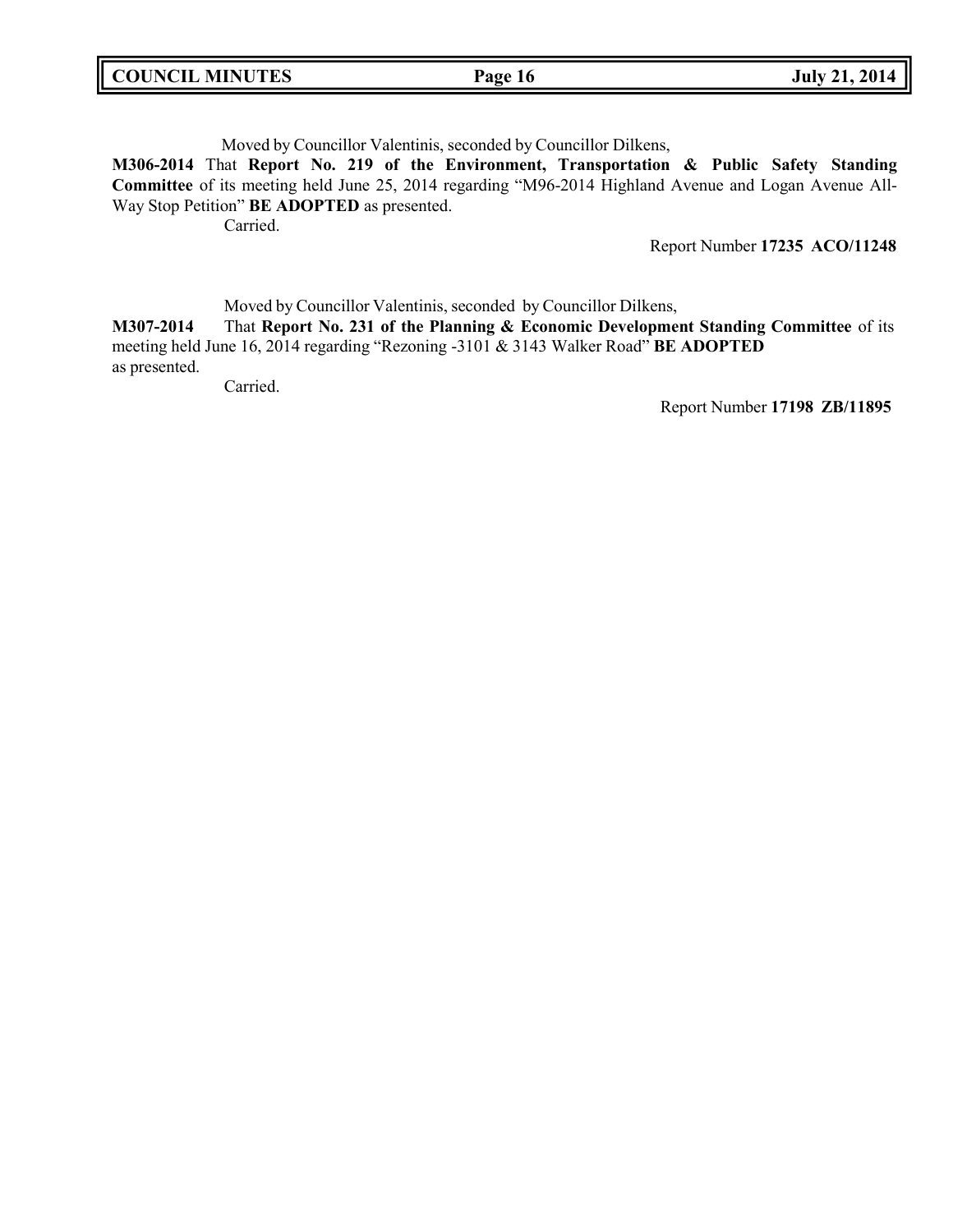Moved by Councillor Valentinis, seconded by Councillor Dilkens,

**M306-2014** That **Report No. 219 of the Environment, Transportation & Public Safety Standing Committee** of its meeting held June 25, 2014 regarding "M96-2014 Highland Avenue and Logan Avenue All-Way Stop Petition" **BE ADOPTED** as presented.

Carried.

Report Number **17235 ACO/11248**

Moved by Councillor Valentinis, seconded by Councillor Dilkens,

**M307-2014** That **Report No. 231 of the Planning & Economic Development Standing Committee** of its meeting held June 16, 2014 regarding "Rezoning -3101 & 3143 Walker Road" **BE ADOPTED** as presented.

Carried.

Report Number **17198 ZB/11895**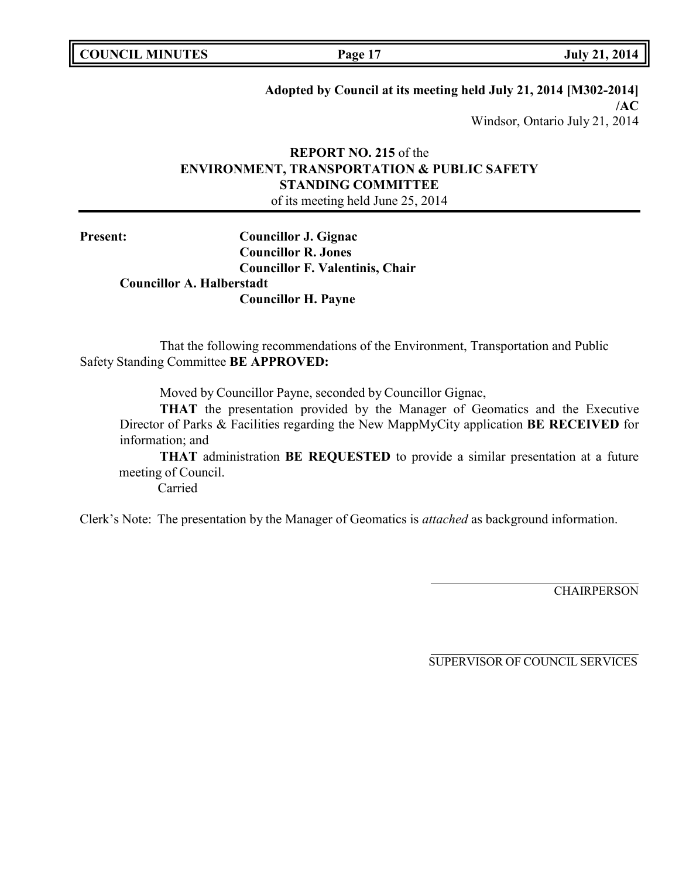**Adopted by Council at its meeting held July 21, 2014 [M302-2014] /AC**
Windsor, Ontario July 21, 2014

**REPORT NO. 215** of the
**ENVIRONMENT, TRANSPORTATION & PUBLIC SAFETY STANDING COMMITTEE**
of its meeting held June 25, 2014

**Present:**
**Councillor J. Gignac**
**Councillor R. Jones**
**Councillor F. Valentinis, Chair**
**Councillor A. Halberstadt**
**Councillor H. Payne**

That the following recommendations of the Environment, Transportation and Public Safety Standing Committee **BE APPROVED:**

Moved by Councillor Payne, seconded by Councillor Gignac,

**THAT** the presentation provided by the Manager of Geomatics and the Executive Director of Parks & Facilities regarding the New MappMyCity application **BE RECEIVED** for information; and

**THAT** administration **BE REQUESTED** to provide a similar presentation at a future meeting of Council.

Carried

Clerk's Note: The presentation by the Manager of Geomatics is *attached* as background information.

CHAIRPERSON

SUPERVISOR OF COUNCIL SERVICES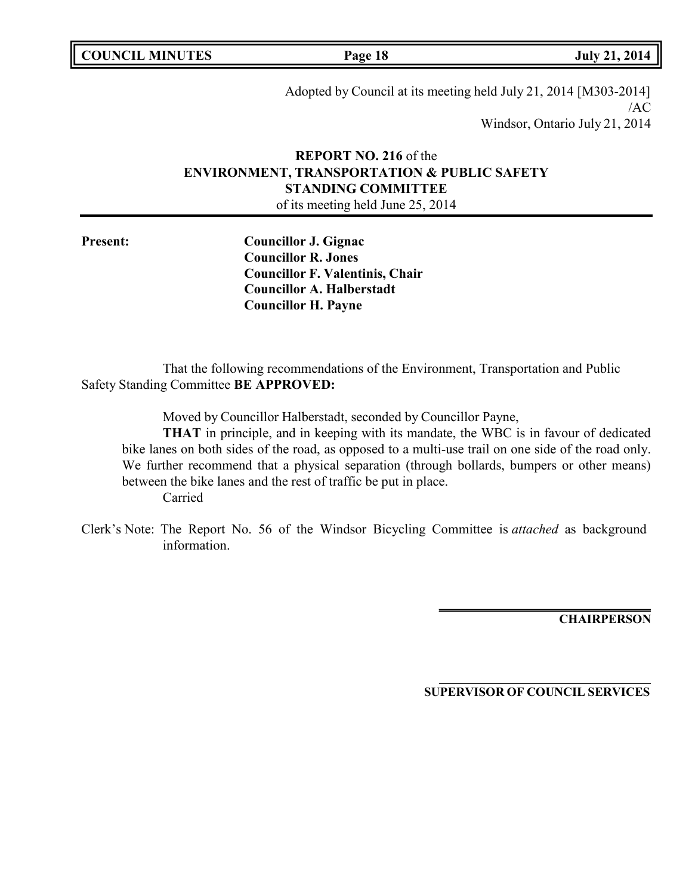Adopted by Council at its meeting held July 21, 2014 [M303-2014]
/AC
Windsor, Ontario July 21, 2014

**REPORT NO. 216** of the
**ENVIRONMENT, TRANSPORTATION & PUBLIC SAFETY STANDING COMMITTEE**
of its meeting held June 25, 2014

**Present:**

**Councillor J. Gignac**
**Councillor R. Jones**
**Councillor F. Valentinis, Chair**
**Councillor A. Halberstadt**
**Councillor H. Payne**

That the following recommendations of the Environment, Transportation and Public Safety Standing Committee **BE APPROVED:**

Moved by Councillor Halberstadt, seconded by Councillor Payne,

**THAT** in principle, and in keeping with its mandate, the WBC is in favour of dedicated bike lanes on both sides of the road, as opposed to a multi-use trail on one side of the road only. We further recommend that a physical separation (through bollards, bumpers or other means) between the bike lanes and the rest of traffic be put in place.

Carried

Clerk's Note: The Report No. 56 of the Windsor Bicycling Committee is *attached* as background information.

**CHAIRPERSON**

**SUPERVISOR OF COUNCIL SERVICES**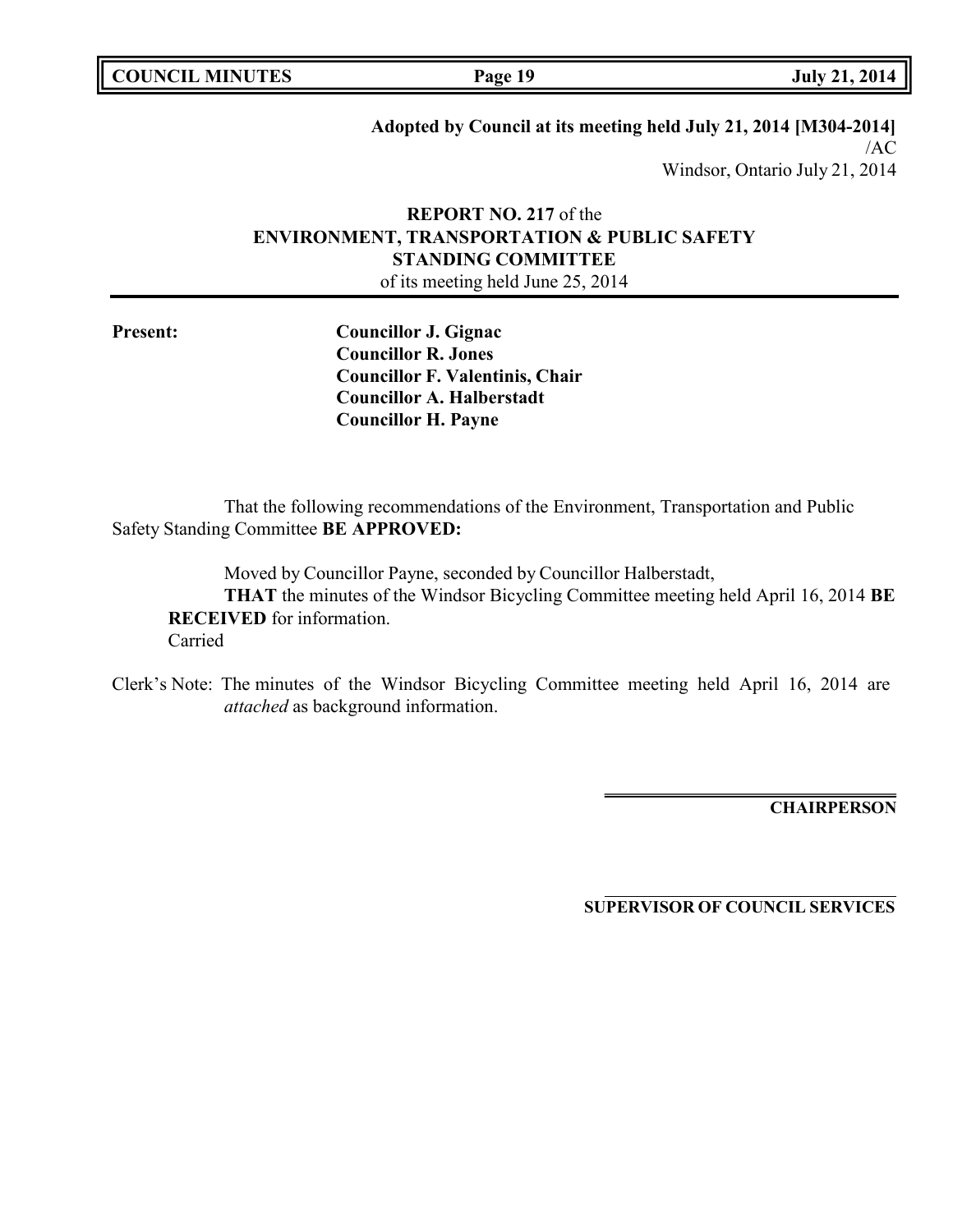**Adopted by Council at its meeting held July 21, 2014 [M304-2014]**
/AC
Windsor, Ontario July 21, 2014

**REPORT NO. 217** of the
**ENVIRONMENT, TRANSPORTATION & PUBLIC SAFETY STANDING COMMITTEE**
of its meeting held June 25, 2014

**Present:**
**Councillor J. Gignac**
**Councillor R. Jones**
**Councillor F. Valentinis, Chair**
**Councillor A. Halberstadt**
**Councillor H. Payne**

That the following recommendations of the Environment, Transportation and Public Safety Standing Committee **BE APPROVED:**

Moved by Councillor Payne, seconded by Councillor Halberstadt,
**THAT** the minutes of the Windsor Bicycling Committee meeting held April 16, 2014 **BE RECEIVED** for information.
Carried

Clerk's Note: The minutes of the Windsor Bicycling Committee meeting held April 16, 2014 are *attached* as background information.

**CHAIRPERSON**

**SUPERVISOR OF COUNCIL SERVICES**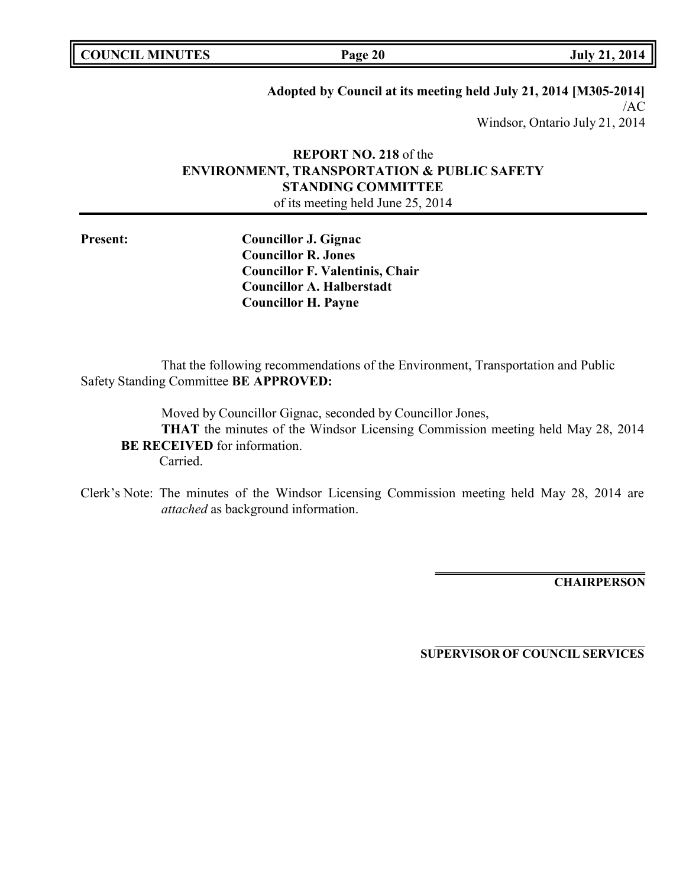**Adopted by Council at its meeting held July 21, 2014 [M305-2014]**
/AC
Windsor, Ontario July 21, 2014

**REPORT NO. 218** of the
**ENVIRONMENT, TRANSPORTATION & PUBLIC SAFETY STANDING COMMITTEE**
of its meeting held June 25, 2014

**Present:**

**Councillor J. Gignac**
**Councillor R. Jones**
**Councillor F. Valentinis, Chair**
**Councillor A. Halberstadt**
**Councillor H. Payne**

That the following recommendations of the Environment, Transportation and Public Safety Standing Committee **BE APPROVED:**

Moved by Councillor Gignac, seconded by Councillor Jones,
**THAT** the minutes of the Windsor Licensing Commission meeting held May 28, 2014 **BE RECEIVED** for information.
Carried.

Clerk's Note: The minutes of the Windsor Licensing Commission meeting held May 28, 2014 are *attached* as background information.

**CHAIRPERSON**

**SUPERVISOR OF COUNCIL SERVICES**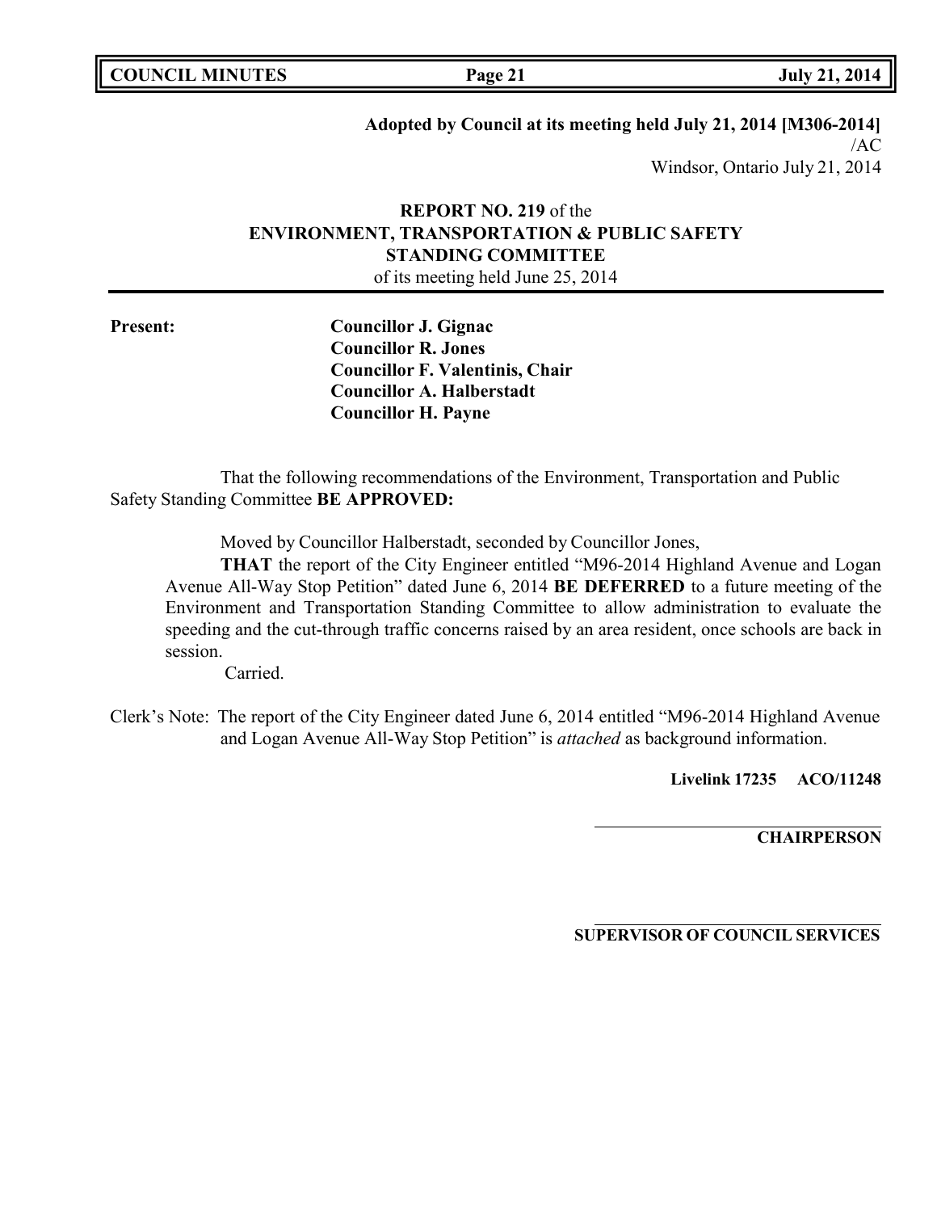**Adopted by Council at its meeting held July 21, 2014 [M306-2014]**
/AC
Windsor, Ontario July 21, 2014

**REPORT NO. 219** of the
**ENVIRONMENT, TRANSPORTATION & PUBLIC SAFETY STANDING COMMITTEE**
of its meeting held June 25, 2014

**Present:**

**Councillor J. Gignac**
**Councillor R. Jones**
**Councillor F. Valentinis, Chair**
**Councillor A. Halberstadt**
**Councillor H. Payne**

That the following recommendations of the Environment, Transportation and Public Safety Standing Committee **BE APPROVED:**

Moved by Councillor Halberstadt, seconded by Councillor Jones,

**THAT** the report of the City Engineer entitled "M96-2014 Highland Avenue and Logan Avenue All-Way Stop Petition" dated June 6, 2014 **BE DEFERRED** to a future meeting of the Environment and Transportation Standing Committee to allow administration to evaluate the speeding and the cut-through traffic concerns raised by an area resident, once schools are back in session.

Carried.

Clerk's Note: The report of the City Engineer dated June 6, 2014 entitled "M96-2014 Highland Avenue and Logan Avenue All-Way Stop Petition" is *attached* as background information.

**Livelink 17235 ACO/11248**

**CHAIRPERSON**

**SUPERVISOR OF COUNCIL SERVICES**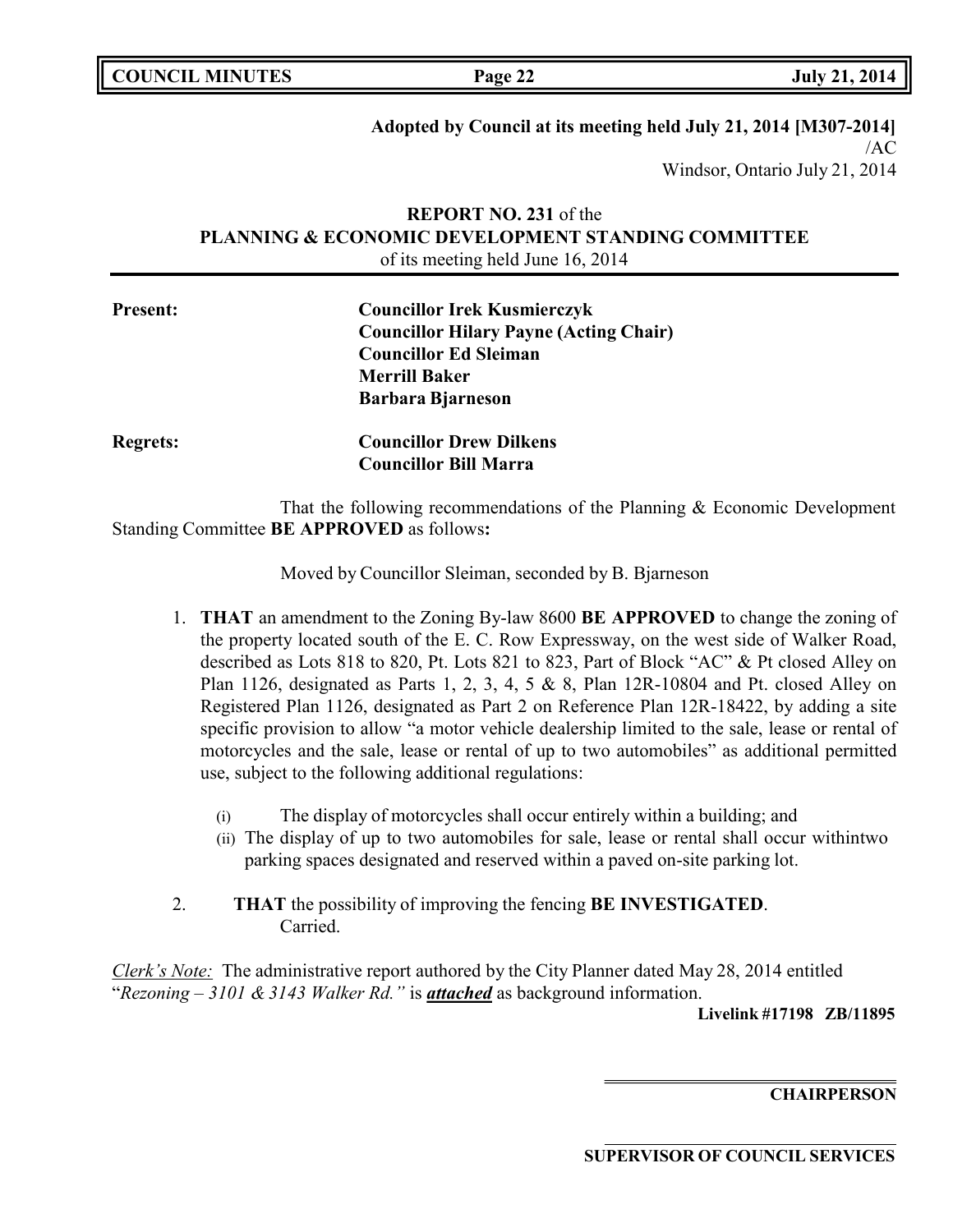**Adopted by Council at its meeting held July 21, 2014 [M307-2014]**
/AC
Windsor, Ontario July 21, 2014

**REPORT NO. 231** of the
**PLANNING & ECONOMIC DEVELOPMENT STANDING COMMITTEE**
of its meeting held June 16, 2014

**Present:**
**Councillor Irek Kusmierczyk**
**Councillor Hilary Payne (Acting Chair)**
**Councillor Ed Sleiman**
**Merrill Baker**
**Barbara Bjarneson**

**Regrets:**
**Councillor Drew Dilkens**
**Councillor Bill Marra**

That the following recommendations of the Planning & Economic Development Standing Committee **BE APPROVED** as follows**:**

Moved by Councillor Sleiman, seconded by B. Bjarneson

1. **THAT** an amendment to the Zoning By-law 8600 **BE APPROVED** to change the zoning of the property located south of the E. C. Row Expressway, on the west side of Walker Road, described as Lots 818 to 820, Pt. Lots 821 to 823, Part of Block "AC" & Pt closed Alley on Plan 1126, designated as Parts 1, 2, 3, 4, 5 & 8, Plan 12R-10804 and Pt. closed Alley on Registered Plan 1126, designated as Part 2 on Reference Plan 12R-18422, by adding a site specific provision to allow "a motor vehicle dealership limited to the sale, lease or rental of motorcycles and the sale, lease or rental of up to two automobiles" as additional permitted use, subject to the following additional regulations:
   - (i) The display of motorcycles shall occur entirely within a building; and
   - (ii) The display of up to two automobiles for sale, lease or rental shall occur withintwo parking spaces designated and reserved within a paved on-site parking lot.

2. **THAT** the possibility of improving the fencing **BE INVESTIGATED**.
   Carried.

*Clerk's Note:* The administrative report authored by the City Planner dated May 28, 2014 entitled "*Rezoning – 3101 & 3143 Walker Rd.*" is ***attached*** as background information.

**Livelink #17198 ZB/11895**

**CHAIRPERSON**

**SUPERVISOR OF COUNCIL SERVICES**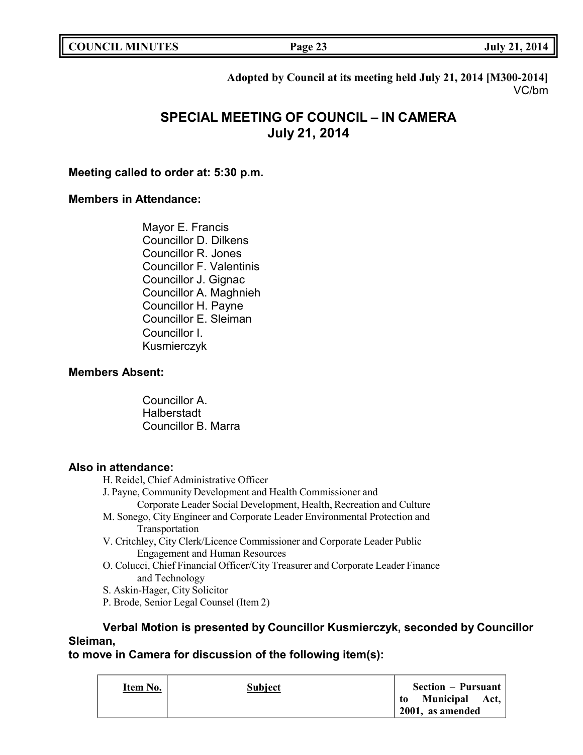**Adopted by Council at its meeting held July 21, 2014 [M300-2014]**
VC/bm

## SPECIAL MEETING OF COUNCIL – IN CAMERA
## July 21, 2014

**Meeting called to order at: 5:30 p.m.**

**Members in Attendance:**

Mayor E. Francis
Councillor D. Dilkens
Councillor R. Jones
Councillor F. Valentinis
Councillor J. Gignac
Councillor A. Maghnieh
Councillor H. Payne
Councillor E. Sleiman
Councillor I. Kusmierczyk

**Members Absent:**

Councillor A. Halberstadt
Councillor B. Marra

**Also in attendance:**

H. Reidel, Chief Administrative Officer
J. Payne, Community Development and Health Commissioner and Corporate Leader Social Development, Health, Recreation and Culture
M. Sonego, City Engineer and Corporate Leader Environmental Protection and Transportation
V. Critchley, City Clerk/Licence Commissioner and Corporate Leader Public Engagement and Human Resources
O. Colucci, Chief Financial Officer/City Treasurer and Corporate Leader Finance and Technology
S. Askin-Hager, City Solicitor
P. Brode, Senior Legal Counsel (Item 2)

**Verbal Motion is presented by Councillor Kusmierczyk, seconded by Councillor Sleiman,
to move in Camera for discussion of the following item(s):**

| Item No. | Subject | Section – Pursuant to Municipal Act, 2001, as amended |
|---|---|---|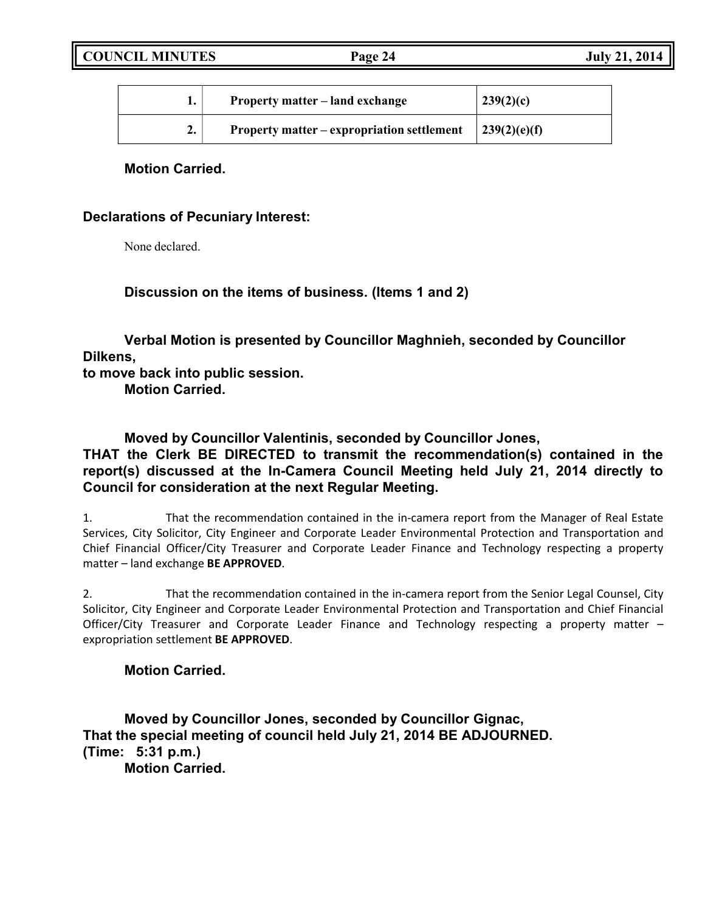| | | |
|---|---|---|
| 1. | Property matter – land exchange | 239(2)(c) |
| 2. | Property matter – expropriation settlement | 239(2)(e)(f) |

**Motion Carried.**

**Declarations of Pecuniary Interest:**

None declared.

**Discussion on the items of business. (Items 1 and 2)**

**Verbal Motion is presented by Councillor Maghnieh, seconded by Councillor Dilkens,**
**to move back into public session.**
**Motion Carried.**

**Moved by Councillor Valentinis, seconded by Councillor Jones,**
**THAT the Clerk BE DIRECTED to transmit the recommendation(s) contained in the report(s) discussed at the In-Camera Council Meeting held July 21, 2014 directly to Council for consideration at the next Regular Meeting.**

1. That the recommendation contained in the in-camera report from the Manager of Real Estate Services, City Solicitor, City Engineer and Corporate Leader Environmental Protection and Transportation and Chief Financial Officer/City Treasurer and Corporate Leader Finance and Technology respecting a property matter – land exchange **BE APPROVED**.

2. That the recommendation contained in the in-camera report from the Senior Legal Counsel, City Solicitor, City Engineer and Corporate Leader Environmental Protection and Transportation and Chief Financial Officer/City Treasurer and Corporate Leader Finance and Technology respecting a property matter – expropriation settlement **BE APPROVED**.

**Motion Carried.**

**Moved by Councillor Jones, seconded by Councillor Gignac,**
**That the special meeting of council held July 21, 2014 BE ADJOURNED.**
**(Time: 5:31 p.m.)**
**Motion Carried.**